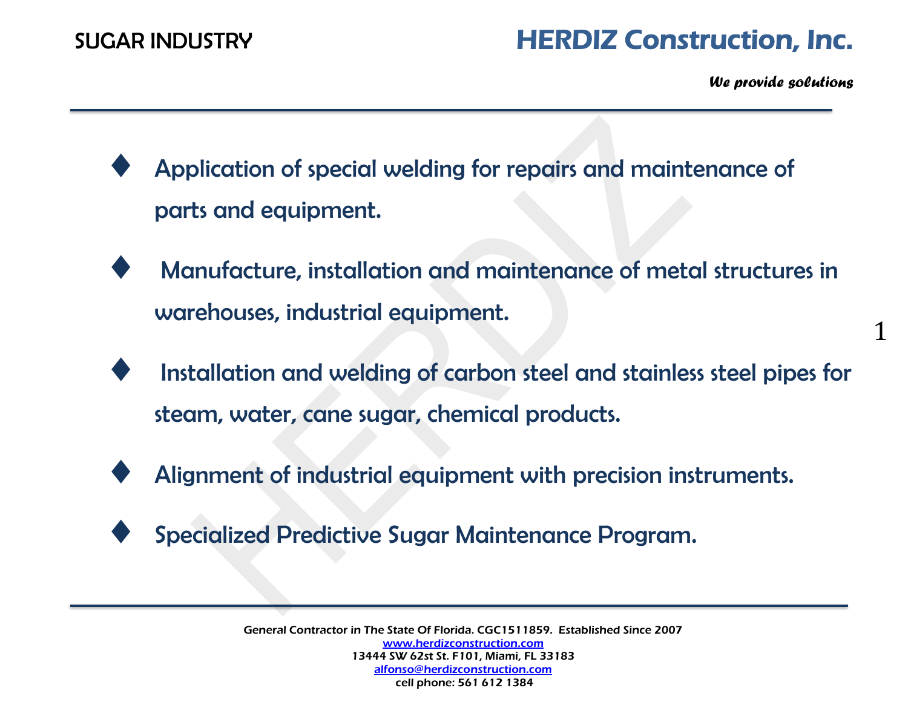SUGAR INDUSTRY

# HERDIZ Construction, Inc.

***We provide solutions***

- Application of special welding for repairs and maintenance of parts and equipment.
- Manufacture, installation and maintenance of metal structures in warehouses, industrial equipment.
- Installation and welding of carbon steel and stainless steel pipes for steam, water, cane sugar, chemical products.
- Alignment of industrial equipment with precision instruments.
- Specialized Predictive Sugar Maintenance Program.

General Contractor in The State Of Florida. CGC1511859. Established Since 2007
www.herdizconstruction.com
13444 SW 62st St. F101, Miami, FL 33183
alfonso@herdizconstruction.com
cell phone: 561 612 1384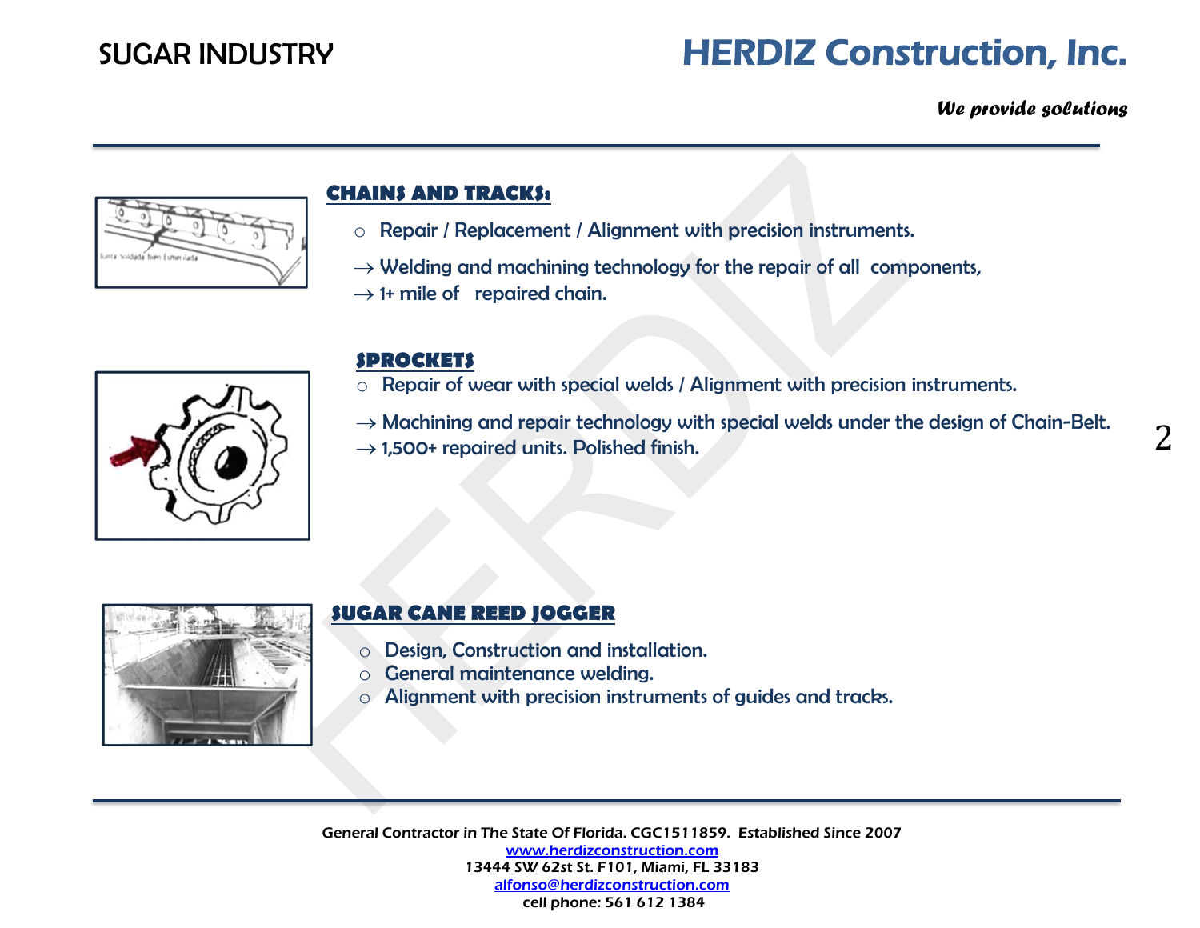### CHAINS AND TRACKS:

- Repair / Replacement / Alignment with precision instruments.

→ Welding and machining technology for the repair of all components,
→ 1+ mile of repaired chain.

### SPROCKETS

- Repair of wear with special welds / Alignment with precision instruments.

→ Machining and repair technology with special welds under the design of Chain-Belt.
→ 1,500+ repaired units. Polished finish.

### SUGAR CANE REED JOGGER

- Design, Construction and installation.
- General maintenance welding.
- Alignment with precision instruments of guides and tracks.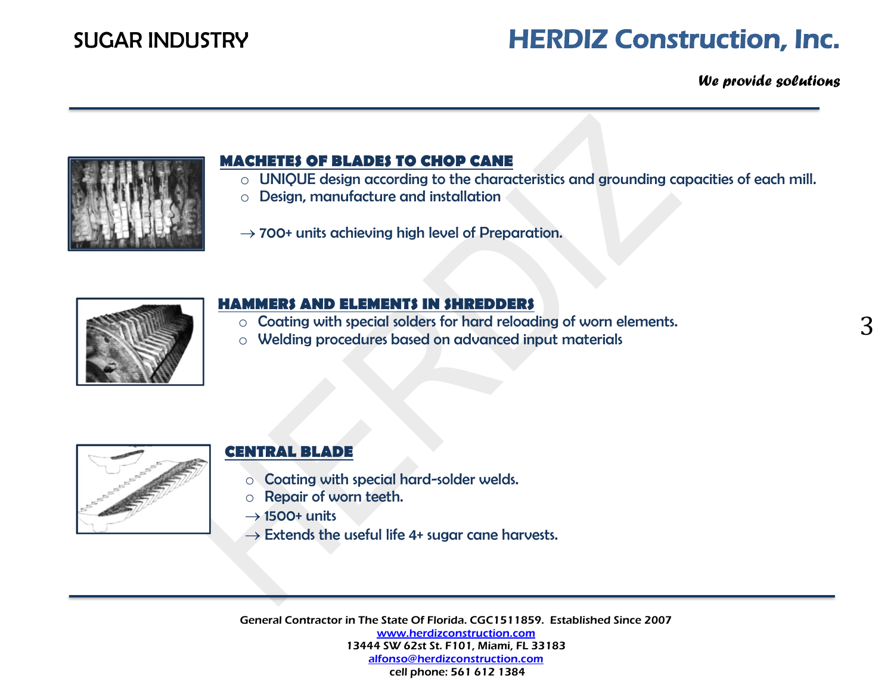## MACHETES OF BLADES TO CHOP CANE

- UNIQUE design according to the characteristics and grounding capacities of each mill.
- Design, manufacture and installation

→ 700+ units achieving high level of Preparation.

## HAMMERS AND ELEMENTS IN SHREDDERS

- Coating with special solders for hard reloading of worn elements.
- Welding procedures based on advanced input materials

## CENTRAL BLADE

- Coating with special hard-solder welds.
- Repair of worn teeth.

→ 1500+ units

→ Extends the useful life 4+ sugar cane harvests.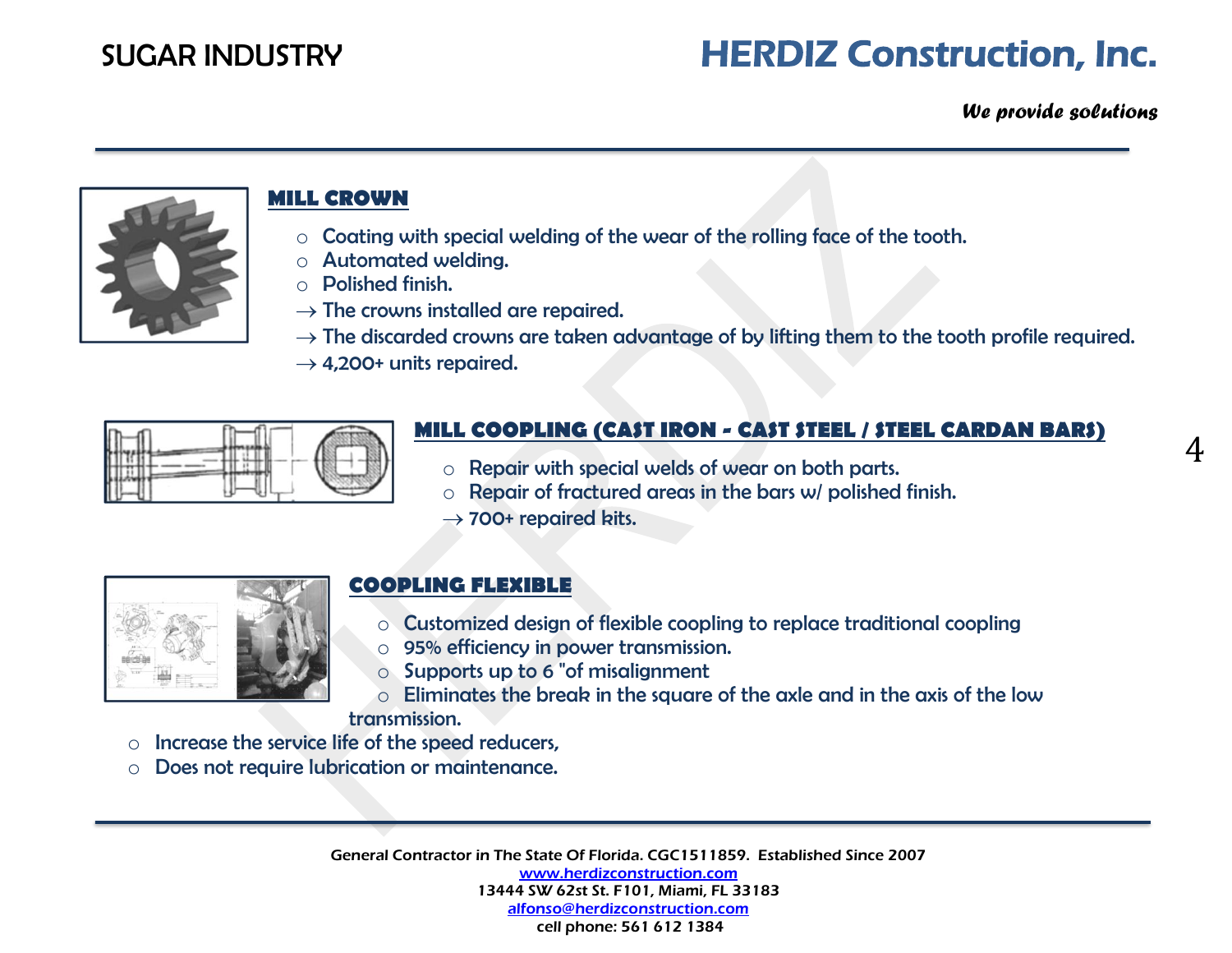## MILL CROWN

- Coating with special welding of the wear of the rolling face of the tooth.
- Automated welding.
- Polished finish.

→ The crowns installed are repaired.
→ The discarded crowns are taken advantage of by lifting them to the tooth profile required.
→ 4,200+ units repaired.

## MILL COOPLING (CAST IRON - CAST STEEL / STEEL CARDAN BARS)

- Repair with special welds of wear on both parts.
- Repair of fractured areas in the bars w/ polished finish.

→ 700+ repaired kits.

## COOPLING FLEXIBLE

- Customized design of flexible coopling to replace traditional coopling
- 95% efficiency in power transmission.
- Supports up to 6 "of misalignment
- Eliminates the break in the square of the axle and in the axis of the low transmission.
- Increase the service life of the speed reducers,
- Does not require lubrication or maintenance.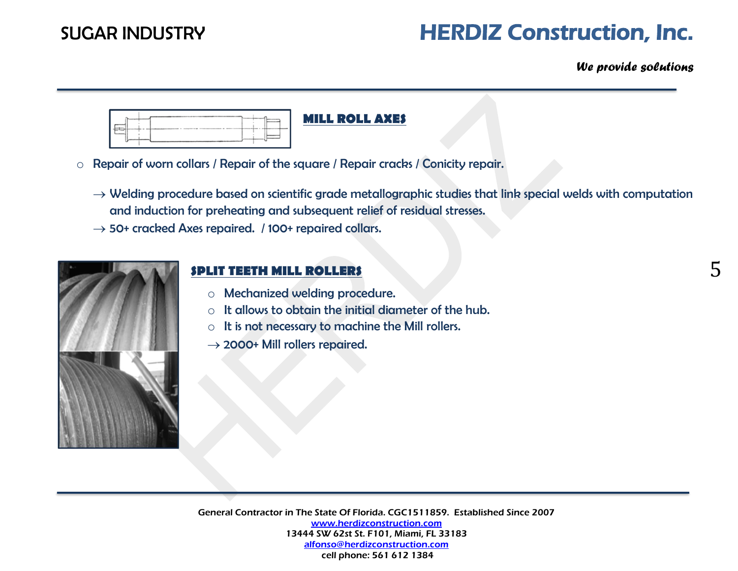## MILL ROLL AXES

- Repair of worn collars / Repair of the square / Repair cracks / Conicity repair.

  → Welding procedure based on scientific grade metallographic studies that link special welds with computation and induction for preheating and subsequent relief of residual stresses.

  → 50+ cracked Axes repaired. / 100+ repaired collars.

## SPLIT TEETH MILL ROLLERS

- Mechanized welding procedure.
- It allows to obtain the initial diameter of the hub.
- It is not necessary to machine the Mill rollers.

→ 2000+ Mill rollers repaired.

General Contractor in The State Of Florida. CGC1511859. Established Since 2007
www.herdizconstruction.com
13444 SW 62st St. F101, Miami, FL 33183
alfonso@herdizconstruction.com
cell phone: 561 612 1384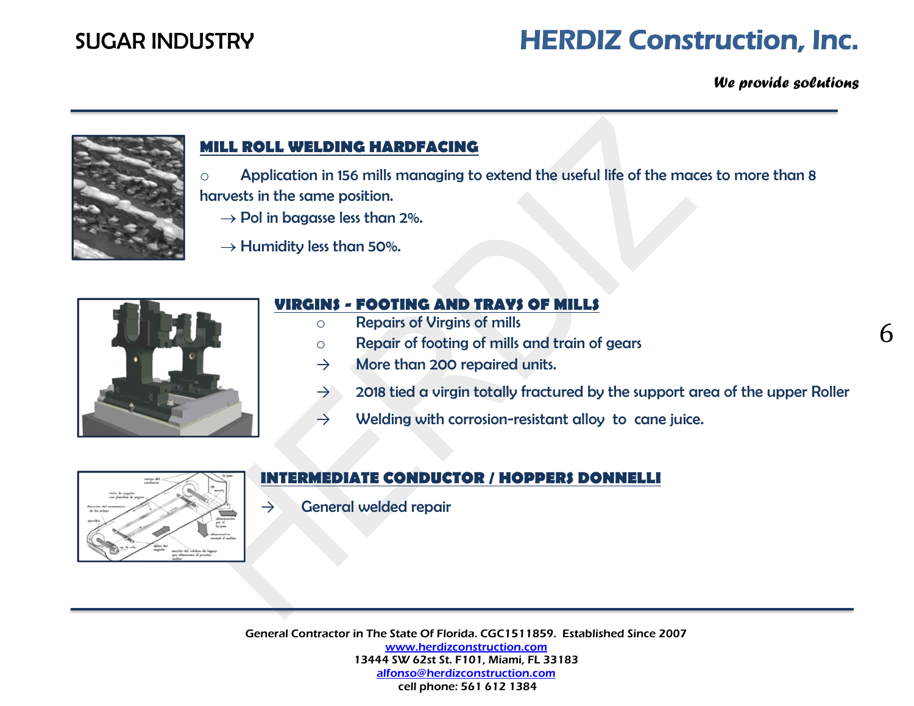## MILL ROLL WELDING HARDFACING

- Application in 156 mills managing to extend the useful life of the maces to more than 8 harvests in the same position.
  - → Pol in bagasse less than 2%.
  - → Humidity less than 50%.

## VIRGINS - FOOTING AND TRAYS OF MILLS

- Repairs of Virgins of mills
- Repair of footing of mills and train of gears
  - → More than 200 repaired units.
  - → 2018 tied a virgin totally fractured by the support area of the upper Roller
  - → Welding with corrosion-resistant alloy to cane juice.

## INTERMEDIATE CONDUCTOR / HOPPERS DONNELLI

→ General welded repair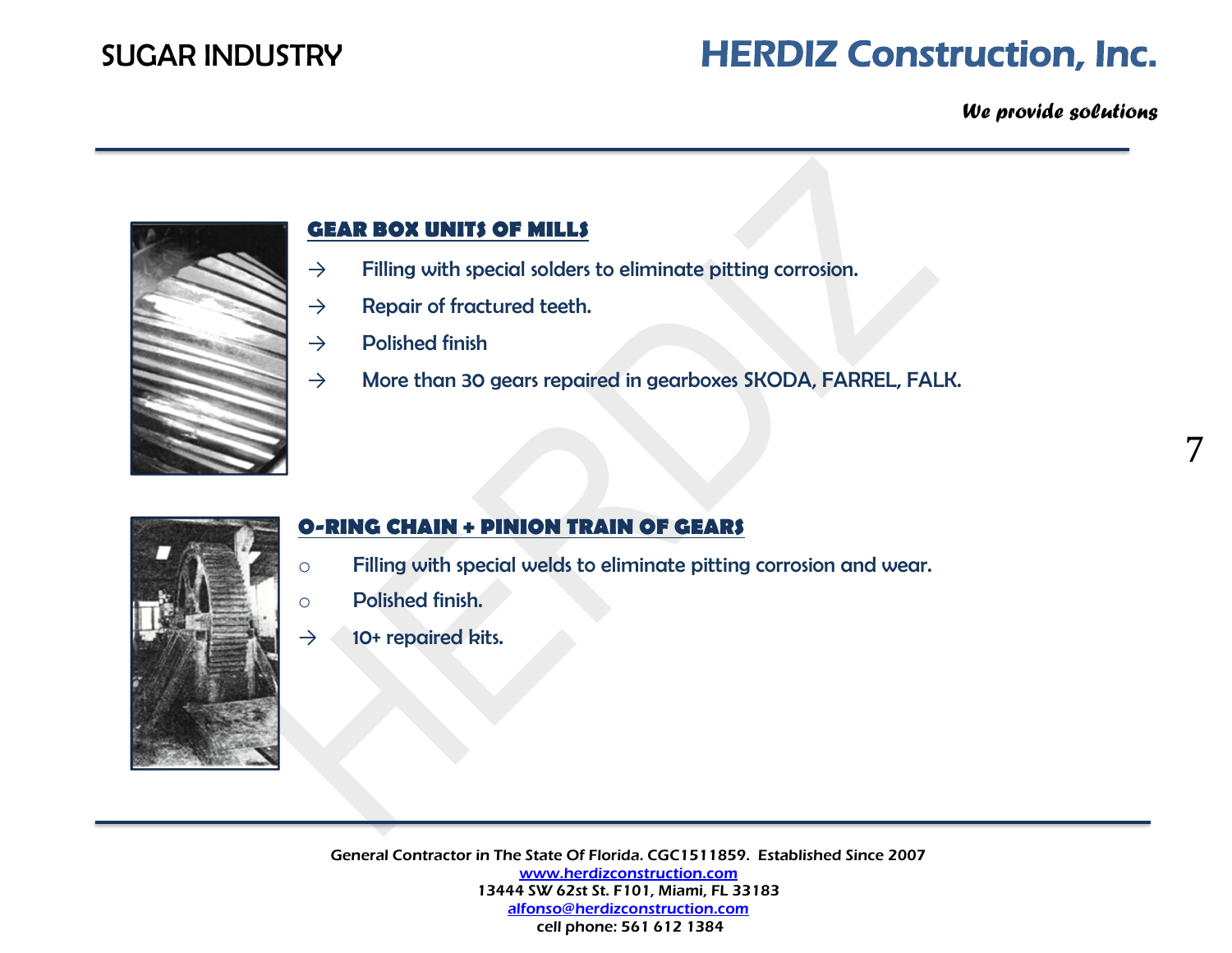## GEAR BOX UNITS OF MILLS

- → Filling with special solders to eliminate pitting corrosion.
- → Repair of fractured teeth.
- → Polished finish
- → More than 30 gears repaired in gearboxes SKODA, FARREL, FALK.

## O-RING CHAIN + PINION TRAIN OF GEARS

- ○ Filling with special welds to eliminate pitting corrosion and wear.
- ○ Polished finish.
- → 10+ repaired kits.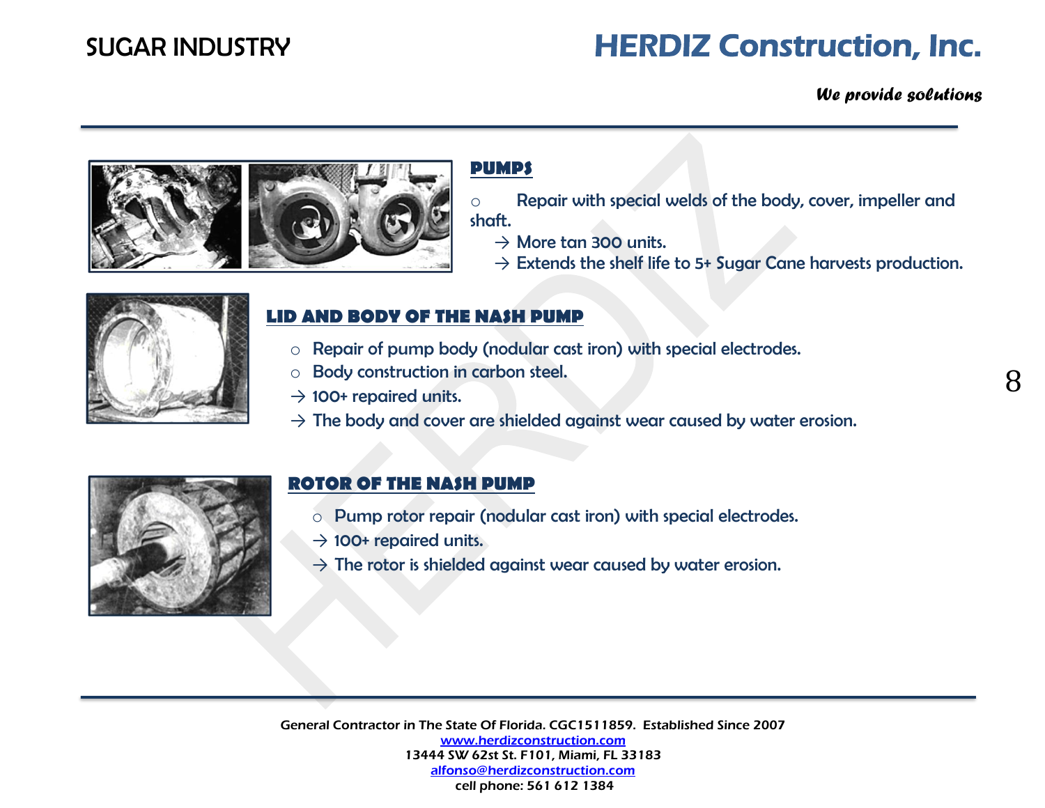## PUMPS

- Repair with special welds of the body, cover, impeller and shaft.
  - → More tan 300 units.
  - → Extends the shelf life to 5+ Sugar Cane harvests production.

## LID AND BODY OF THE NASH PUMP

- Repair of pump body (nodular cast iron) with special electrodes.
- Body construction in carbon steel.

→ 100+ repaired units.

→ The body and cover are shielded against wear caused by water erosion.

## ROTOR OF THE NASH PUMP

- Pump rotor repair (nodular cast iron) with special electrodes.

→ 100+ repaired units.

→ The rotor is shielded against wear caused by water erosion.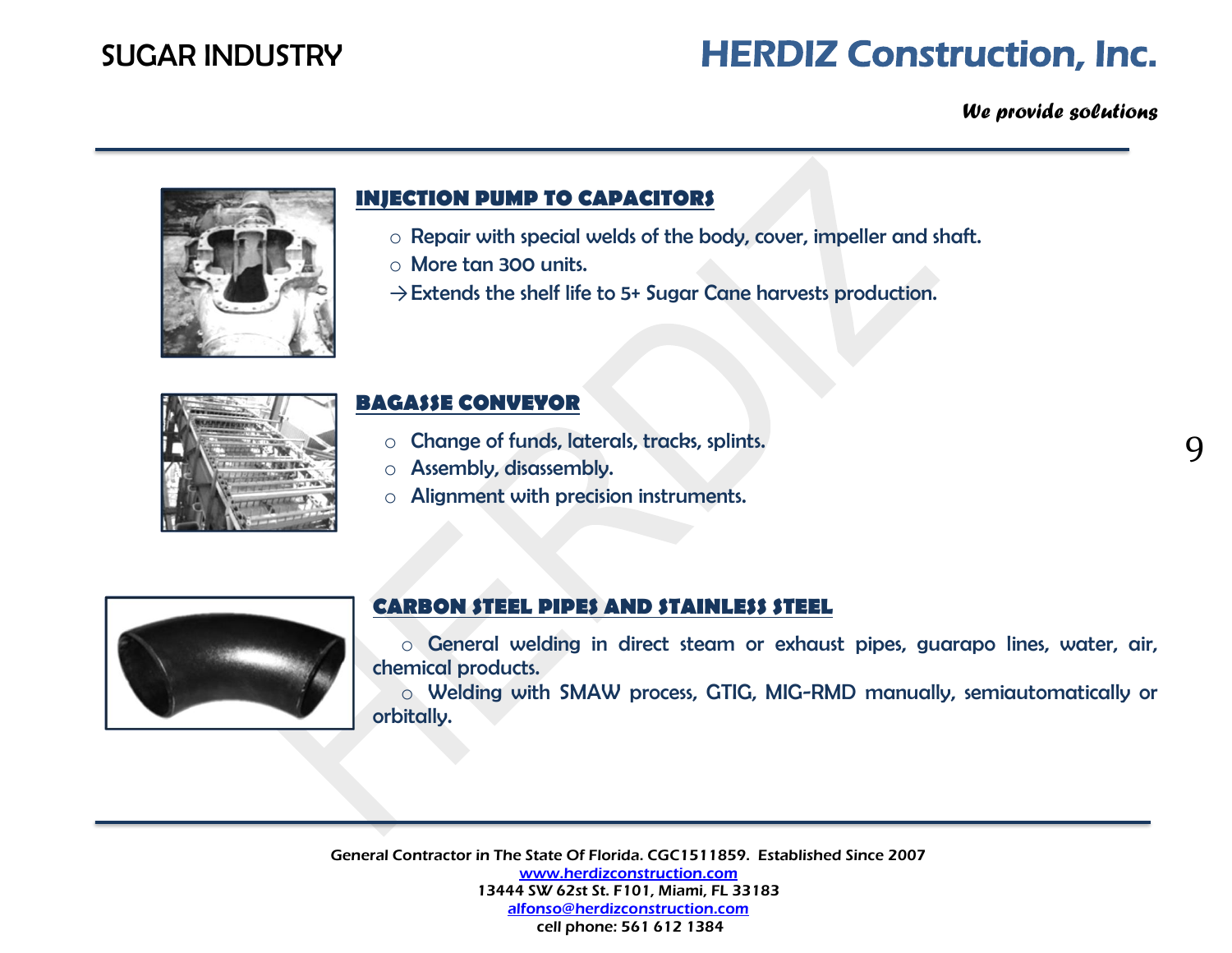SUGAR INDUSTRY

# HERDIZ Construction, Inc.

*We provide solutions*

---

## INJECTION PUMP TO CAPACITORS

- Repair with special welds of the body, cover, impeller and shaft.
- More tan 300 units.

→Extends the shelf life to 5+ Sugar Cane harvests production.

## BAGASSE CONVEYOR

- Change of funds, laterals, tracks, splints.
- Assembly, disassembly.
- Alignment with precision instruments.

## CARBON STEEL PIPES AND STAINLESS STEEL

- General welding in direct steam or exhaust pipes, guarapo lines, water, air, chemical products.
- Welding with SMAW process, GTIG, MIG-RMD manually, semiautomatically or orbitally.

---

General Contractor in The State Of Florida. CGC1511859. Established Since 2007
www.herdizconstruction.com
13444 SW 62st St. F101, Miami, FL 33183
alfonso@herdizconstruction.com
cell phone: 561 612 1384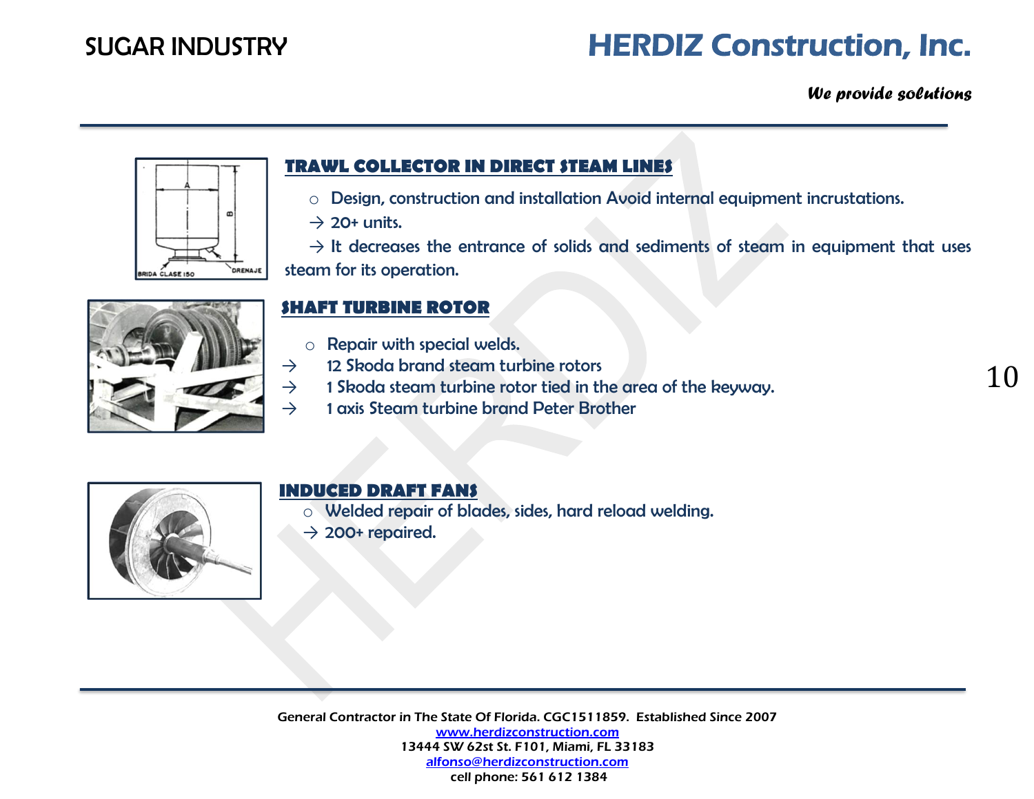## TRAWL COLLECTOR IN DIRECT STEAM LINES

- Design, construction and installation Avoid internal equipment incrustations.

→ 20+ units.

→ It decreases the entrance of solids and sediments of steam in equipment that uses steam for its operation.

## SHAFT TURBINE ROTOR

- Repair with special welds.

→ 12 Skoda brand steam turbine rotors

→ 1 Skoda steam turbine rotor tied in the area of the keyway.

→ 1 axis Steam turbine brand Peter Brother

## INDUCED DRAFT FANS

- Welded repair of blades, sides, hard reload welding.

→ 200+ repaired.

General Contractor in The State Of Florida. CGC1511859. Established Since 2007

www.herdizconstruction.com

13444 SW 62st St. F101, Miami, FL 33183

alfonso@herdizconstruction.com

cell phone: 561 612 1384